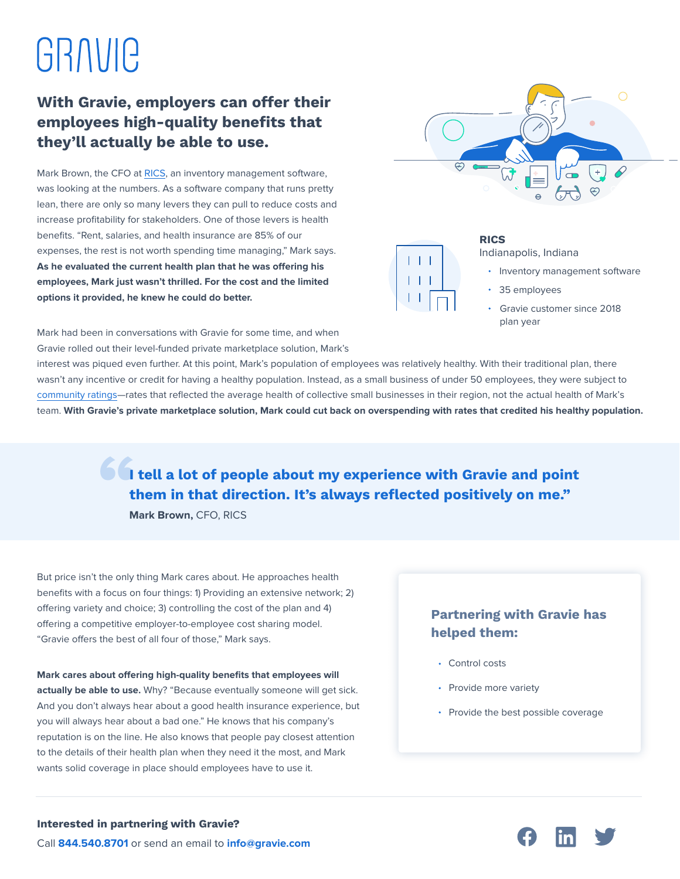# GRAVIE

## With Gravie, employers can offer their employees high-quality benefits that they'll actually be able to use.

Mark Brown, the CFO at RICS, an inventory management software, was looking at the numbers. As a software company that runs pretty lean, there are only so many levers they can pull to reduce costs and increase profitability for stakeholders. One of those levers is health benefits. "Rent, salaries, and health insurance are 85% of our expenses, the rest is not worth spending time managing," Mark says. **As he evaluated the current health plan that he was offering his employees, Mark just wasn't thrilled. For the cost and the limited options it provided, he knew he could do better.**

**RICS**
Indianapolis, Indiana

- Inventory management software
- 35 employees
- Gravie customer since 2018 plan year

Mark had been in conversations with Gravie for some time, and when Gravie rolled out their level-funded private marketplace solution, Mark's interest was piqued even further. At this point, Mark's population of employees was relatively healthy. With their traditional plan, there wasn't any incentive or credit for having a healthy population. Instead, as a small business of under 50 employees, they were subject to community ratings—rates that reflected the average health of collective small businesses in their region, not the actual health of Mark's team. **With Gravie's private marketplace solution, Mark could cut back on overspending with rates that credited his healthy population.**

> **"I tell a lot of people about my experience with Gravie and point them in that direction. It's always reflected positively on me."**
>
> **Mark Brown,** CFO, RICS

But price isn't the only thing Mark cares about. He approaches health benefits with a focus on four things: 1) Providing an extensive network; 2) offering variety and choice; 3) controlling the cost of the plan and 4) offering a competitive employer-to-employee cost sharing model. "Gravie offers the best of all four of those," Mark says.

**Mark cares about offering high-quality benefits that employees will actually be able to use.** Why? "Because eventually someone will get sick. And you don't always hear about a good health insurance experience, but you will always hear about a bad one." He knows that his company's reputation is on the line. He also knows that people pay closest attention to the details of their health plan when they need it the most, and Mark wants solid coverage in place should employees have to use it.

### Partnering with Gravie has helped them:

- Control costs
- Provide more variety
- Provide the best possible coverage

**Interested in partnering with Gravie?**
Call **844.540.8701** or send an email to **info@gravie.com**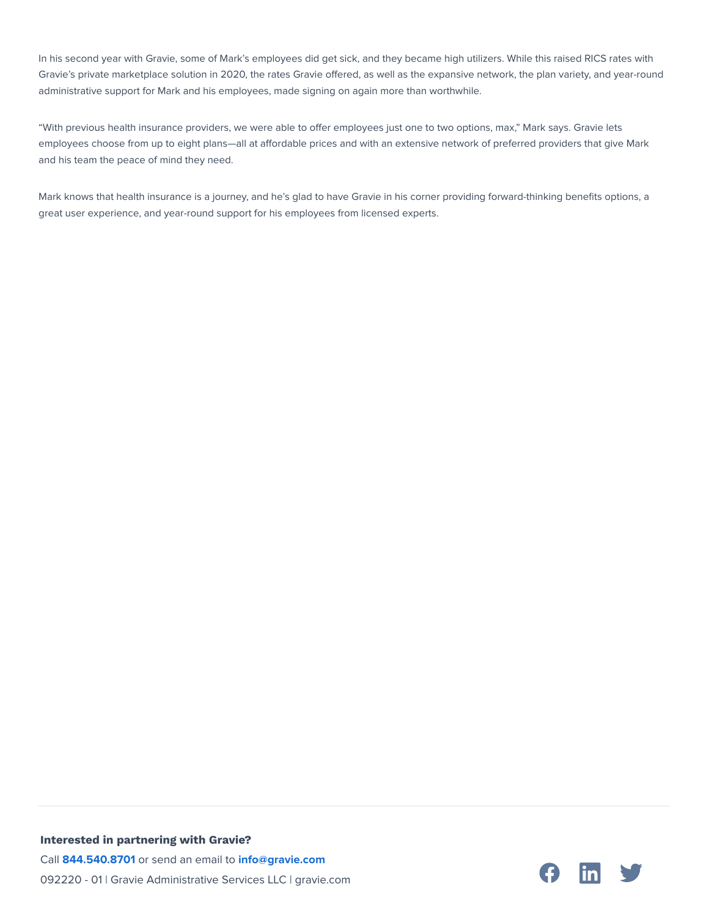In his second year with Gravie, some of Mark's employees did get sick, and they became high utilizers. While this raised RICS rates with Gravie's private marketplace solution in 2020, the rates Gravie offered, as well as the expansive network, the plan variety, and year-round administrative support for Mark and his employees, made signing on again more than worthwhile.

"With previous health insurance providers, we were able to offer employees just one to two options, max," Mark says. Gravie lets employees choose from up to eight plans—all at affordable prices and with an extensive network of preferred providers that give Mark and his team the peace of mind they need.

Mark knows that health insurance is a journey, and he's glad to have Gravie in his corner providing forward-thinking benefits options, a great user experience, and year-round support for his employees from licensed experts.

---

**Interested in partnering with Gravie?**

Call **844.540.8701** or send an email to **info@gravie.com**

092220 - 01 | Gravie Administrative Services LLC | gravie.com